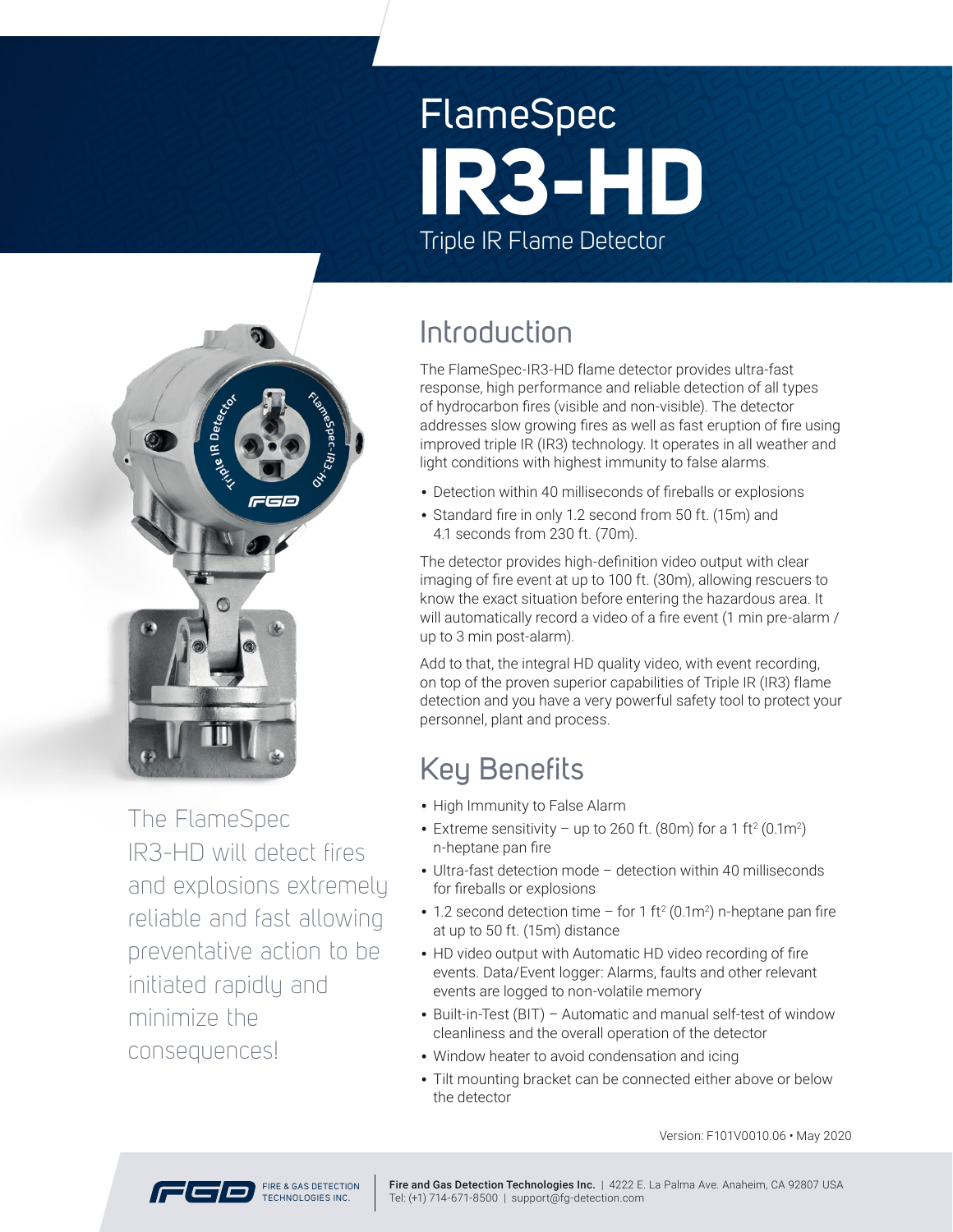# FlameSpec IR3-HD

Triple IR Flame Detector

The FlameSpec IR3-HD will detect fires and explosions extremely reliable and fast allowing preventative action to be initiated rapidly and minimize the consequences!

## Introduction

The FlameSpec-IR3-HD flame detector provides ultra-fast response, high performance and reliable detection of all types of hydrocarbon fires (visible and non-visible). The detector addresses slow growing fires as well as fast eruption of fire using improved triple IR (IR3) technology. It operates in all weather and light conditions with highest immunity to false alarms.

- Detection within 40 milliseconds of fireballs or explosions
- Standard fire in only 1.2 second from 50 ft. (15m) and 4.1 seconds from 230 ft. (70m).

The detector provides high-definition video output with clear imaging of fire event at up to 100 ft. (30m), allowing rescuers to know the exact situation before entering the hazardous area. It will automatically record a video of a fire event (1 min pre-alarm / up to 3 min post-alarm).

Add to that, the integral HD quality video, with event recording, on top of the proven superior capabilities of Triple IR (IR3) flame detection and you have a very powerful safety tool to protect your personnel, plant and process.

## Key Benefits

- High Immunity to False Alarm
- Extreme sensitivity – up to 260 ft. (80m) for a 1 $ft^2$ (0.1$m^2$) n-heptane pan fire
- Ultra-fast detection mode – detection within 40 milliseconds for fireballs or explosions
- 1.2 second detection time – for 1 $ft^2$ (0.1$m^2$) n-heptane pan fire at up to 50 ft. (15m) distance
- HD video output with Automatic HD video recording of fire events. Data/Event logger: Alarms, faults and other relevant events are logged to non-volatile memory
- Built-in-Test (BIT) – Automatic and manual self-test of window cleanliness and the overall operation of the detector
- Window heater to avoid condensation and icing
- Tilt mounting bracket can be connected either above or below the detector

Version: F101V0010.06 • May 2020

FIRE & GAS DETECTION TECHNOLOGIES INC.

**Fire and Gas Detection Technologies Inc.** | 4222 E. La Palma Ave. Anaheim, CA 92807 USA
Tel: (+1) 714-671-8500 | support@fg-detection.com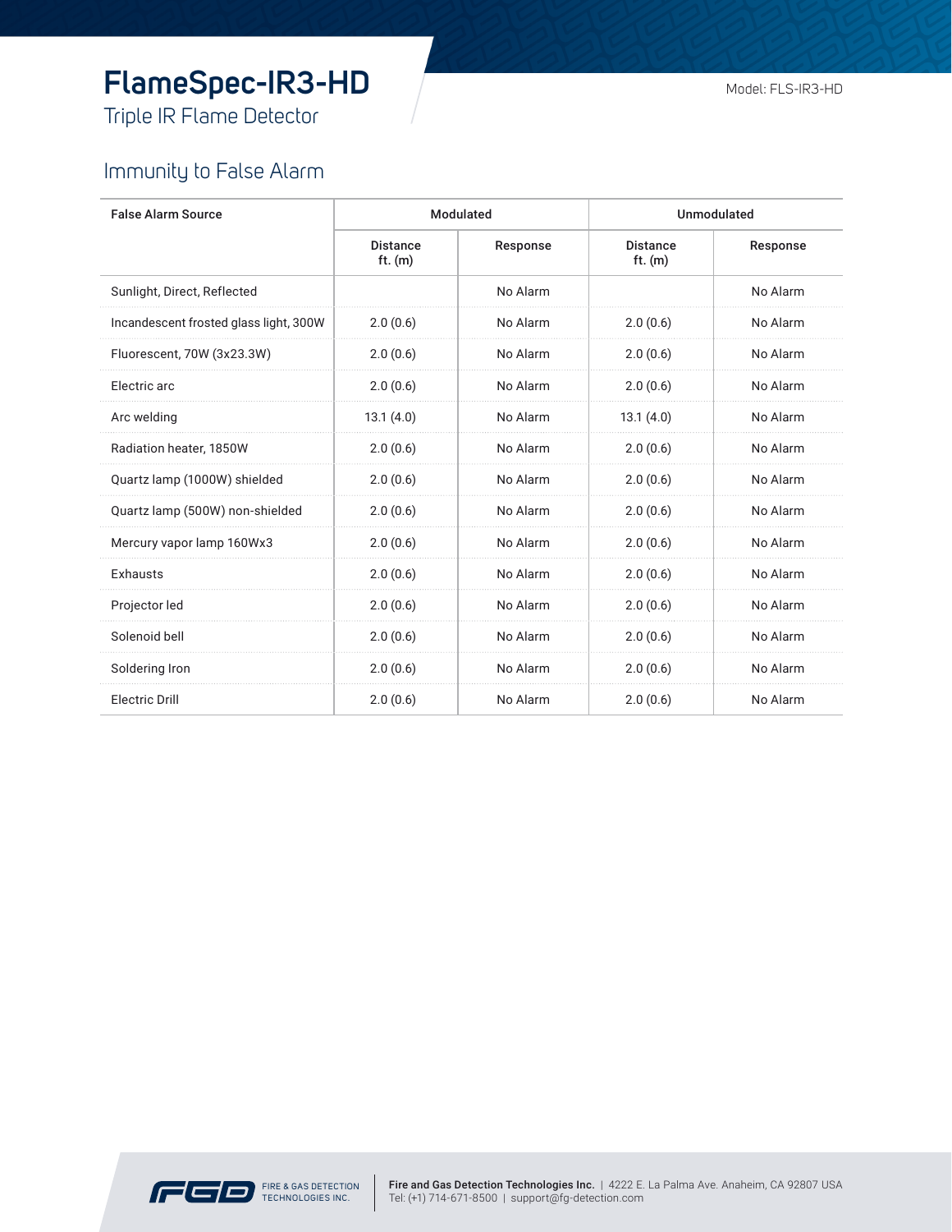# FlameSpec-IR3-HD

Triple IR Flame Detector

Model: FLS-IR3-HD

## Immunity to False Alarm

| False Alarm Source | Modulated | | Unmodulated | |
|---|---|---|---|---|
| | Distance ft. (m) | Response | Distance ft. (m) | Response |
| Sunlight, Direct, Reflected | | No Alarm | | No Alarm |
| Incandescent frosted glass light, 300W | 2.0 (0.6) | No Alarm | 2.0 (0.6) | No Alarm |
| Fluorescent, 70W (3x23.3W) | 2.0 (0.6) | No Alarm | 2.0 (0.6) | No Alarm |
| Electric arc | 2.0 (0.6) | No Alarm | 2.0 (0.6) | No Alarm |
| Arc welding | 13.1 (4.0) | No Alarm | 13.1 (4.0) | No Alarm |
| Radiation heater, 1850W | 2.0 (0.6) | No Alarm | 2.0 (0.6) | No Alarm |
| Quartz lamp (1000W) shielded | 2.0 (0.6) | No Alarm | 2.0 (0.6) | No Alarm |
| Quartz lamp (500W) non-shielded | 2.0 (0.6) | No Alarm | 2.0 (0.6) | No Alarm |
| Mercury vapor lamp 160Wx3 | 2.0 (0.6) | No Alarm | 2.0 (0.6) | No Alarm |
| Exhausts | 2.0 (0.6) | No Alarm | 2.0 (0.6) | No Alarm |
| Projector led | 2.0 (0.6) | No Alarm | 2.0 (0.6) | No Alarm |
| Solenoid bell | 2.0 (0.6) | No Alarm | 2.0 (0.6) | No Alarm |
| Soldering Iron | 2.0 (0.6) | No Alarm | 2.0 (0.6) | No Alarm |
| Electric Drill | 2.0 (0.6) | No Alarm | 2.0 (0.6) | No Alarm |

FGD FIRE & GAS DETECTION TECHNOLOGIES INC.

**Fire and Gas Detection Technologies Inc.** | 4222 E. La Palma Ave. Anaheim, CA 92807 USA
Tel: (+1) 714-671-8500 | support@fg-detection.com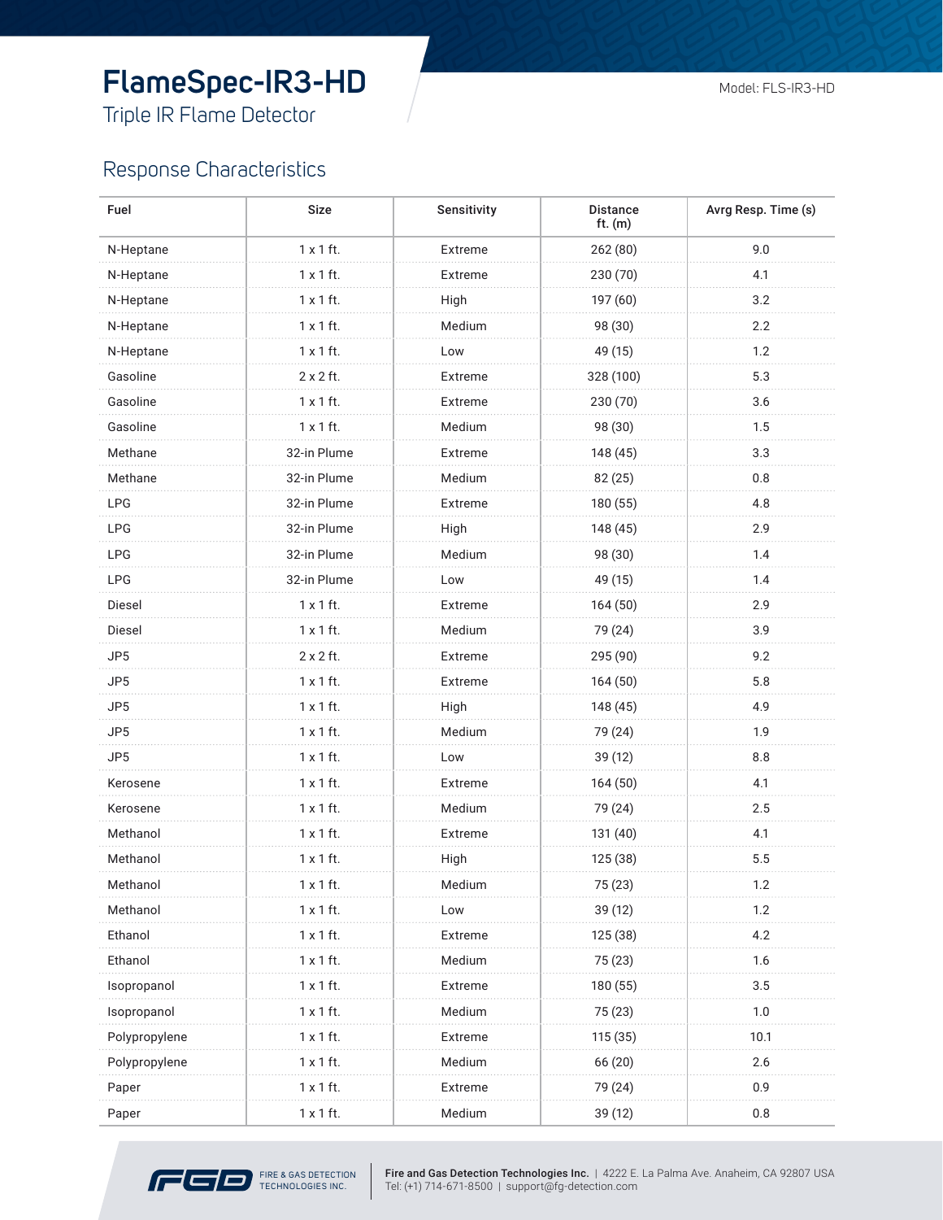# FlameSpec-IR3-HD

Triple IR Flame Detector

Model: FLS-IR3-HD

## Response Characteristics

| Fuel | Size | Sensitivity | Distance ft. (m) | Avrg Resp. Time (s) |
|---|---|---|---|---|
| N-Heptane | 1 x 1 ft. | Extreme | 262 (80) | 9.0 |
| N-Heptane | 1 x 1 ft. | Extreme | 230 (70) | 4.1 |
| N-Heptane | 1 x 1 ft. | High | 197 (60) | 3.2 |
| N-Heptane | 1 x 1 ft. | Medium | 98 (30) | 2.2 |
| N-Heptane | 1 x 1 ft. | Low | 49 (15) | 1.2 |
| Gasoline | 2 x 2 ft. | Extreme | 328 (100) | 5.3 |
| Gasoline | 1 x 1 ft. | Extreme | 230 (70) | 3.6 |
| Gasoline | 1 x 1 ft. | Medium | 98 (30) | 1.5 |
| Methane | 32-in Plume | Extreme | 148 (45) | 3.3 |
| Methane | 32-in Plume | Medium | 82 (25) | 0.8 |
| LPG | 32-in Plume | Extreme | 180 (55) | 4.8 |
| LPG | 32-in Plume | High | 148 (45) | 2.9 |
| LPG | 32-in Plume | Medium | 98 (30) | 1.4 |
| LPG | 32-in Plume | Low | 49 (15) | 1.4 |
| Diesel | 1 x 1 ft. | Extreme | 164 (50) | 2.9 |
| Diesel | 1 x 1 ft. | Medium | 79 (24) | 3.9 |
| JP5 | 2 x 2 ft. | Extreme | 295 (90) | 9.2 |
| JP5 | 1 x 1 ft. | Extreme | 164 (50) | 5.8 |
| JP5 | 1 x 1 ft. | High | 148 (45) | 4.9 |
| JP5 | 1 x 1 ft. | Medium | 79 (24) | 1.9 |
| JP5 | 1 x 1 ft. | Low | 39 (12) | 8.8 |
| Kerosene | 1 x 1 ft. | Extreme | 164 (50) | 4.1 |
| Kerosene | 1 x 1 ft. | Medium | 79 (24) | 2.5 |
| Methanol | 1 x 1 ft. | Extreme | 131 (40) | 4.1 |
| Methanol | 1 x 1 ft. | High | 125 (38) | 5.5 |
| Methanol | 1 x 1 ft. | Medium | 75 (23) | 1.2 |
| Methanol | 1 x 1 ft. | Low | 39 (12) | 1.2 |
| Ethanol | 1 x 1 ft. | Extreme | 125 (38) | 4.2 |
| Ethanol | 1 x 1 ft. | Medium | 75 (23) | 1.6 |
| Isopropanol | 1 x 1 ft. | Extreme | 180 (55) | 3.5 |
| Isopropanol | 1 x 1 ft. | Medium | 75 (23) | 1.0 |
| Polypropylene | 1 x 1 ft. | Extreme | 115 (35) | 10.1 |
| Polypropylene | 1 x 1 ft. | Medium | 66 (20) | 2.6 |
| Paper | 1 x 1 ft. | Extreme | 79 (24) | 0.9 |
| Paper | 1 x 1 ft. | Medium | 39 (12) | 0.8 |

FGD FIRE & GAS DETECTION TECHNOLOGIES INC.

**Fire and Gas Detection Technologies Inc.** | 4222 E. La Palma Ave. Anaheim, CA 92807 USA
Tel: (+1) 714-671-8500 | support@fg-detection.com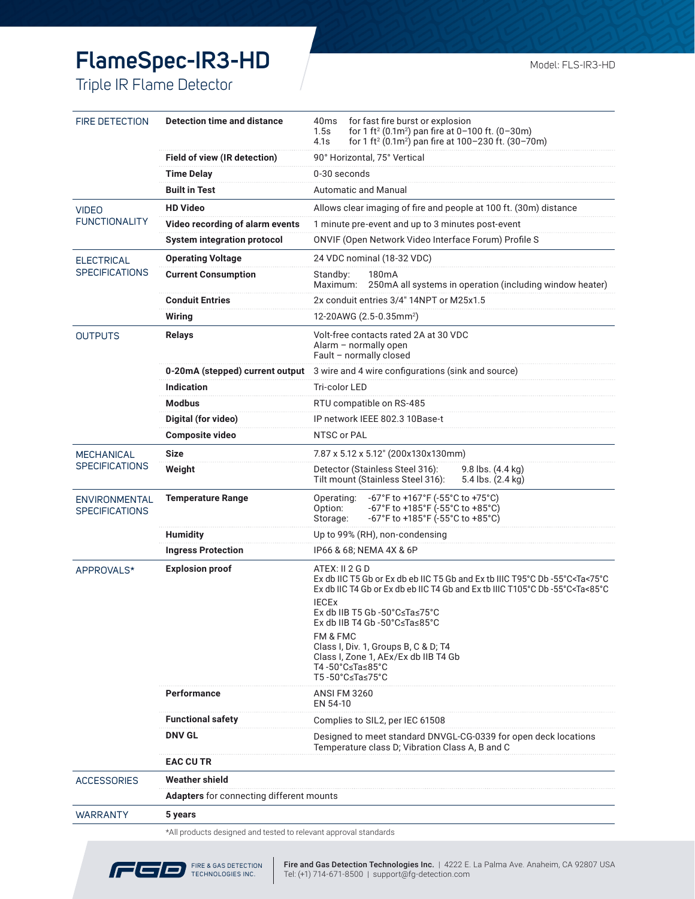# FlameSpec-IR3-HD

Triple IR Flame Detector

Model: FLS-IR3-HD

| | | |
|---|---|---|
| FIRE DETECTION | **Detection time and distance** | 40ms for fast fire burst or explosion<br>1.5s for 1 ft² (0.1m²) pan fire at 0–100 ft. (0–30m)<br>4.1s for 1 ft² (0.1m²) pan fire at 100–230 ft. (30–70m) |
| | **Field of view (IR detection)** | 90° Horizontal, 75° Vertical |
| | **Time Delay** | 0-30 seconds |
| | **Built in Test** | Automatic and Manual |
| VIDEO FUNCTIONALITY | **HD Video** | Allows clear imaging of fire and people at 100 ft. (30m) distance |
| | **Video recording of alarm events** | 1 minute pre-event and up to 3 minutes post-event |
| | **System integration protocol** | ONVIF (Open Network Video Interface Forum) Profile S |
| ELECTRICAL SPECIFICATIONS | **Operating Voltage** | 24 VDC nominal (18-32 VDC) |
| | **Current Consumption** | Standby: 180mA<br>Maximum: 250mA all systems in operation (including window heater) |
| | **Conduit Entries** | 2x conduit entries 3/4" 14NPT or M25x1.5 |
| | **Wiring** | 12-20AWG (2.5-0.35mm²) |
| OUTPUTS | **Relays** | Volt-free contacts rated 2A at 30 VDC<br>Alarm – normally open<br>Fault – normally closed |
| | **0-20mA (stepped) current output** | 3 wire and 4 wire configurations (sink and source) |
| | **Indication** | Tri-color LED |
| | **Modbus** | RTU compatible on RS-485 |
| | **Digital (for video)** | IP network IEEE 802.3 10Base-t |
| | **Composite video** | NTSC or PAL |
| MECHANICAL SPECIFICATIONS | **Size** | 7.87 x 5.12 x 5.12" (200x130x130mm) |
| | **Weight** | Detector (Stainless Steel 316): 9.8 lbs. (4.4 kg)<br>Tilt mount (Stainless Steel 316): 5.4 lbs. (2.4 kg) |
| ENVIRONMENTAL SPECIFICATIONS | **Temperature Range** | Operating: -67°F to +167°F (-55°C to +75°C)<br>Option: -67°F to +185°F (-55°C to +85°C)<br>Storage: -67°F to +185°F (-55°C to +85°C) |
| | **Humidity** | Up to 99% (RH), non-condensing |
| | **Ingress Protection** | IP66 & 68; NEMA 4X & 6P |
| APPROVALS* | **Explosion proof** | ATEX: II 2 G D<br>Ex db IIC T5 Gb or Ex db eb IIC T5 Gb and Ex tb IIIC T95°C Db -55°C<Ta<75°C<br>Ex db IIC T4 Gb or Ex db eb IIC T4 Gb and Ex tb IIIC T105°C Db -55°C<Ta<85°C<br>IECEx<br>Ex db IIB T5 Gb -50°C≤Ta≤75°C<br>Ex db IIB T4 Gb -50°C≤Ta≤85°C<br>FM & FMC<br>Class I, Div. 1, Groups B, C & D; T4<br>Class I, Zone 1, AEx/Ex db IIB T4 Gb<br>T4 -50°C≤Ta≤85°C<br>T5 -50°C≤Ta≤75°C |
| | **Performance** | ANSI FM 3260<br>EN 54-10 |
| | **Functional safety** | Complies to SIL2, per IEC 61508 |
| | **DNV GL** | Designed to meet standard DNVGL-CG-0339 for open deck locations<br>Temperature class D; Vibration Class A, B and C |
| | **EAC CU TR** | |
| ACCESSORIES | **Weather shield** | |
| | **Adapters** for connecting different mounts | |
| WARRANTY | **5 years** | |

*All products designed and tested to relevant approval standards

FGD FIRE & GAS DETECTION TECHNOLOGIES INC.

**Fire and Gas Detection Technologies Inc.** | 4222 E. La Palma Ave. Anaheim, CA 92807 USA
Tel: (+1) 714-671-8500 | support@fg-detection.com